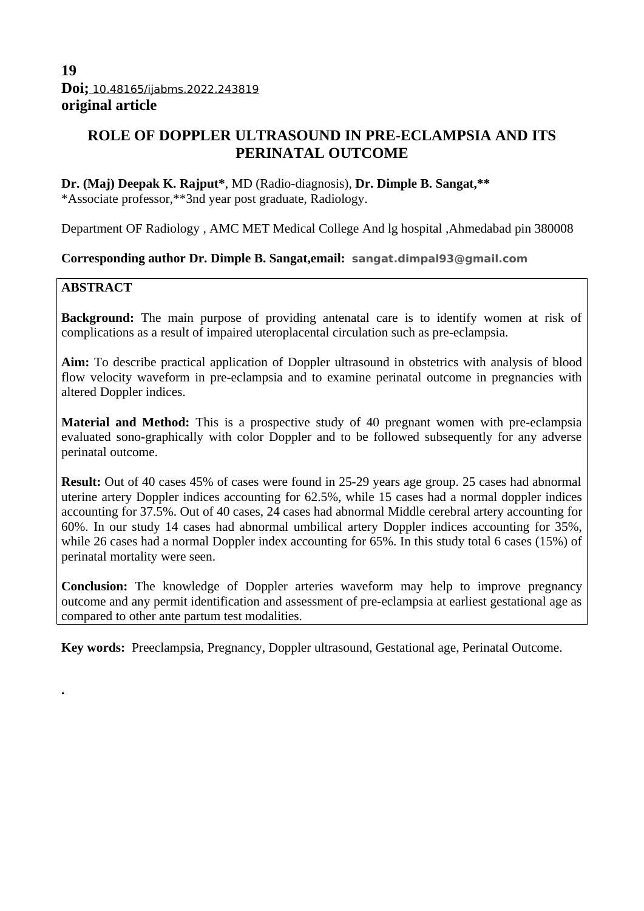**19**

**Doi;** 10.48165/ijabms.2022.243819

**original article**

# ROLE OF DOPPLER ULTRASOUND IN PRE-ECLAMPSIA AND ITS PERINATAL OUTCOME

**Dr. (Maj) Deepak K. Rajput***, MD (Radio-diagnosis), **Dr. Dimple B. Sangat,****

*Associate professor,**3nd year post graduate, Radiology.

Department OF Radiology , AMC MET Medical College And lg hospital ,Ahmedabad pin 380008

**Corresponding author Dr. Dimple B. Sangat,email:** sangat.dimpal93@gmail.com

## ABSTRACT

**Background:** The main purpose of providing antenatal care is to identify women at risk of complications as a result of impaired uteroplacental circulation such as pre-eclampsia.

**Aim:** To describe practical application of Doppler ultrasound in obstetrics with analysis of blood flow velocity waveform in pre-eclampsia and to examine perinatal outcome in pregnancies with altered Doppler indices.

**Material and Method:** This is a prospective study of 40 pregnant women with pre-eclampsia evaluated sono-graphically with color Doppler and to be followed subsequently for any adverse perinatal outcome.

**Result:** Out of 40 cases 45% of cases were found in 25-29 years age group. 25 cases had abnormal uterine artery Doppler indices accounting for 62.5%, while 15 cases had a normal doppler indices accounting for 37.5%. Out of 40 cases, 24 cases had abnormal Middle cerebral artery accounting for 60%. In our study 14 cases had abnormal umbilical artery Doppler indices accounting for 35%, while 26 cases had a normal Doppler index accounting for 65%. In this study total 6 cases (15%) of perinatal mortality were seen.

**Conclusion:** The knowledge of Doppler arteries waveform may help to improve pregnancy outcome and any permit identification and assessment of pre-eclampsia at earliest gestational age as compared to other ante partum test modalities.

**Key words:** Preeclampsia, Pregnancy, Doppler ultrasound, Gestational age, Perinatal Outcome.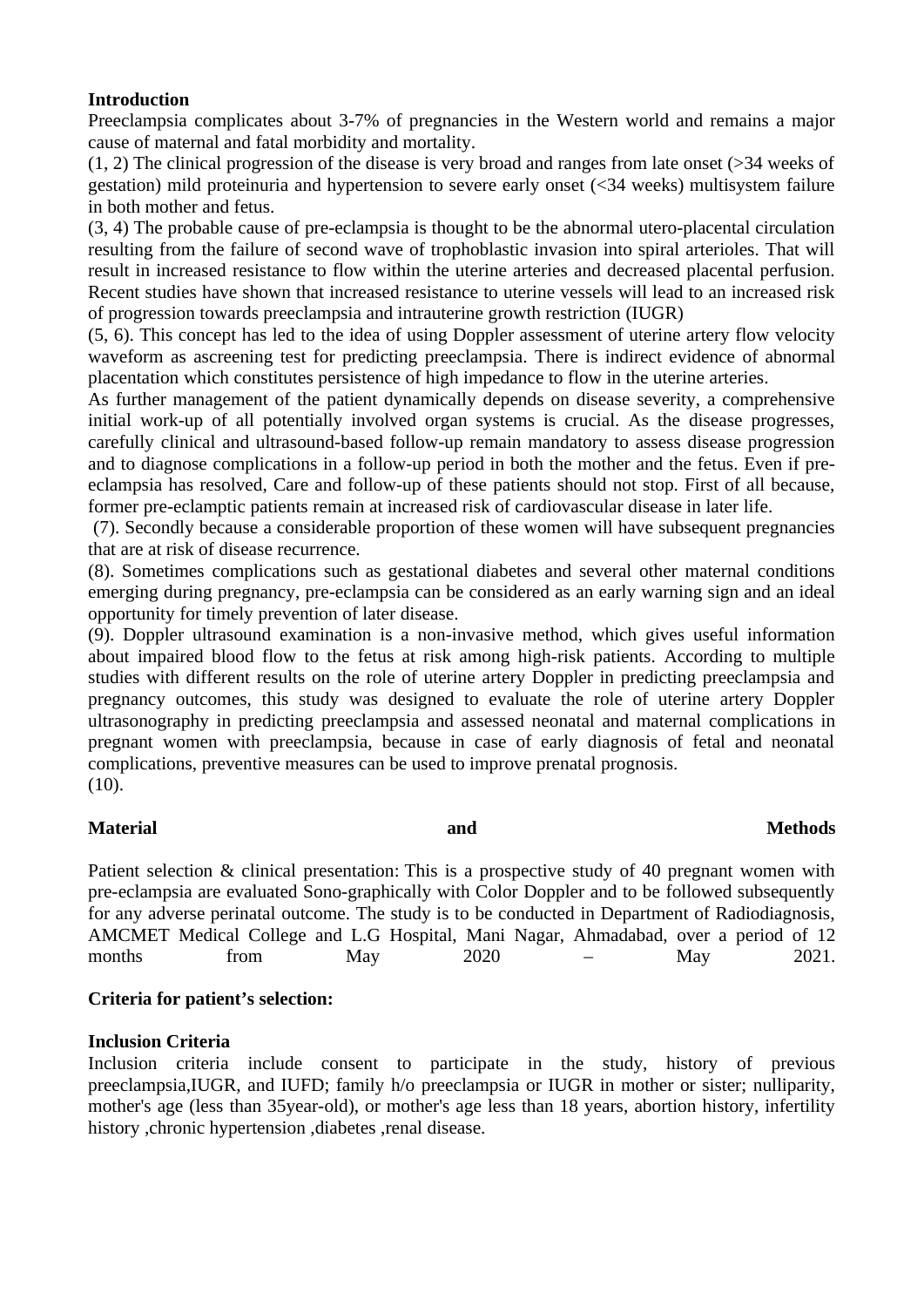**Introduction**

Preeclampsia complicates about 3-7% of pregnancies in the Western world and remains a major cause of maternal and fatal morbidity and mortality.

(1, 2) The clinical progression of the disease is very broad and ranges from late onset (>34 weeks of gestation) mild proteinuria and hypertension to severe early onset (<34 weeks) multisystem failure in both mother and fetus.

(3, 4) The probable cause of pre-eclampsia is thought to be the abnormal utero-placental circulation resulting from the failure of second wave of trophoblastic invasion into spiral arterioles. That will result in increased resistance to flow within the uterine arteries and decreased placental perfusion. Recent studies have shown that increased resistance to uterine vessels will lead to an increased risk of progression towards preeclampsia and intrauterine growth restriction (IUGR)

(5, 6). This concept has led to the idea of using Doppler assessment of uterine artery flow velocity waveform as ascreening test for predicting preeclampsia. There is indirect evidence of abnormal placentation which constitutes persistence of high impedance to flow in the uterine arteries.

As further management of the patient dynamically depends on disease severity, a comprehensive initial work-up of all potentially involved organ systems is crucial. As the disease progresses, carefully clinical and ultrasound-based follow-up remain mandatory to assess disease progression and to diagnose complications in a follow-up period in both the mother and the fetus. Even if pre-eclampsia has resolved, Care and follow-up of these patients should not stop. First of all because, former pre-eclamptic patients remain at increased risk of cardiovascular disease in later life.

(7). Secondly because a considerable proportion of these women will have subsequent pregnancies that are at risk of disease recurrence.

(8). Sometimes complications such as gestational diabetes and several other maternal conditions emerging during pregnancy, pre-eclampsia can be considered as an early warning sign and an ideal opportunity for timely prevention of later disease.

(9). Doppler ultrasound examination is a non-invasive method, which gives useful information about impaired blood flow to the fetus at risk among high-risk patients. According to multiple studies with different results on the role of uterine artery Doppler in predicting preeclampsia and pregnancy outcomes, this study was designed to evaluate the role of uterine artery Doppler ultrasonography in predicting preeclampsia and assessed neonatal and maternal complications in pregnant women with preeclampsia, because in case of early diagnosis of fetal and neonatal complications, preventive measures can be used to improve prenatal prognosis.

(10).

**Material and Methods**

Patient selection & clinical presentation: This is a prospective study of 40 pregnant women with pre-eclampsia are evaluated Sono-graphically with Color Doppler and to be followed subsequently for any adverse perinatal outcome. The study is to be conducted in Department of Radiodiagnosis, AMCMET Medical College and L.G Hospital, Mani Nagar, Ahmadabad, over a period of 12 months from May 2020 – May 2021.

**Criteria for patient's selection:**

**Inclusion Criteria**

Inclusion criteria include consent to participate in the study, history of previous preeclampsia,IUGR, and IUFD; family h/o preeclampsia or IUGR in mother or sister; nulliparity, mother's age (less than 35year-old), or mother's age less than 18 years, abortion history, infertility history ,chronic hypertension ,diabetes ,renal disease.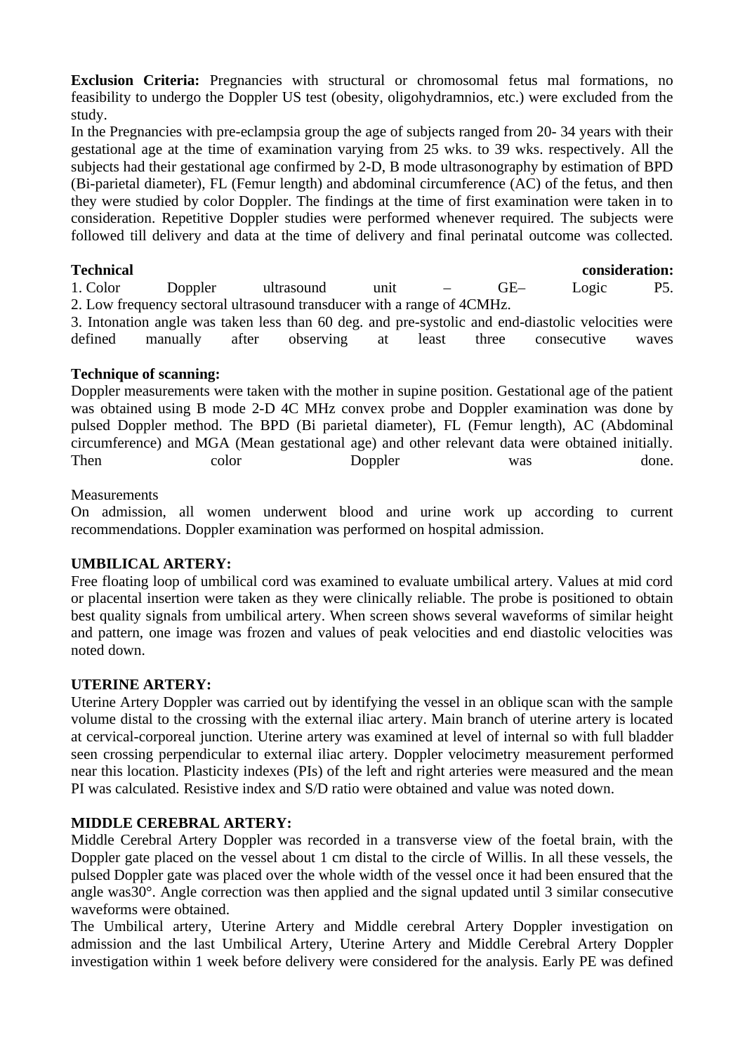**Exclusion Criteria:** Pregnancies with structural or chromosomal fetus mal formations, no feasibility to undergo the Doppler US test (obesity, oligohydramnios, etc.) were excluded from the study.

In the Pregnancies with pre-eclampsia group the age of subjects ranged from 20- 34 years with their gestational age at the time of examination varying from 25 wks. to 39 wks. respectively. All the subjects had their gestational age confirmed by 2-D, B mode ultrasonography by estimation of BPD (Bi-parietal diameter), FL (Femur length) and abdominal circumference (AC) of the fetus, and then they were studied by color Doppler. The findings at the time of first examination were taken in to consideration. Repetitive Doppler studies were performed whenever required. The subjects were followed till delivery and data at the time of delivery and final perinatal outcome was collected.

**Technical consideration:**

1. Color Doppler ultrasound unit – GE– Logic P5.
2. Low frequency sectoral ultrasound transducer with a range of 4CMHz.
3. Intonation angle was taken less than 60 deg. and pre-systolic and end-diastolic velocities were defined manually after observing at least three consecutive waves

**Technique of scanning:**

Doppler measurements were taken with the mother in supine position. Gestational age of the patient was obtained using B mode 2-D 4C MHz convex probe and Doppler examination was done by pulsed Doppler method. The BPD (Bi parietal diameter), FL (Femur length), AC (Abdominal circumference) and MGA (Mean gestational age) and other relevant data were obtained initially. Then color Doppler was done.

Measurements

On admission, all women underwent blood and urine work up according to current recommendations. Doppler examination was performed on hospital admission.

**UMBILICAL ARTERY:**

Free floating loop of umbilical cord was examined to evaluate umbilical artery. Values at mid cord or placental insertion were taken as they were clinically reliable. The probe is positioned to obtain best quality signals from umbilical artery. When screen shows several waveforms of similar height and pattern, one image was frozen and values of peak velocities and end diastolic velocities was noted down.

**UTERINE ARTERY:**

Uterine Artery Doppler was carried out by identifying the vessel in an oblique scan with the sample volume distal to the crossing with the external iliac artery. Main branch of uterine artery is located at cervical-corporeal junction. Uterine artery was examined at level of internal so with full bladder seen crossing perpendicular to external iliac artery. Doppler velocimetry measurement performed near this location. Plasticity indexes (PIs) of the left and right arteries were measured and the mean PI was calculated. Resistive index and S/D ratio were obtained and value was noted down.

**MIDDLE CEREBRAL ARTERY:**

Middle Cerebral Artery Doppler was recorded in a transverse view of the foetal brain, with the Doppler gate placed on the vessel about 1 cm distal to the circle of Willis. In all these vessels, the pulsed Doppler gate was placed over the whole width of the vessel once it had been ensured that the angle was30°. Angle correction was then applied and the signal updated until 3 similar consecutive waveforms were obtained.

The Umbilical artery, Uterine Artery and Middle cerebral Artery Doppler investigation on admission and the last Umbilical Artery, Uterine Artery and Middle Cerebral Artery Doppler investigation within 1 week before delivery were considered for the analysis. Early PE was defined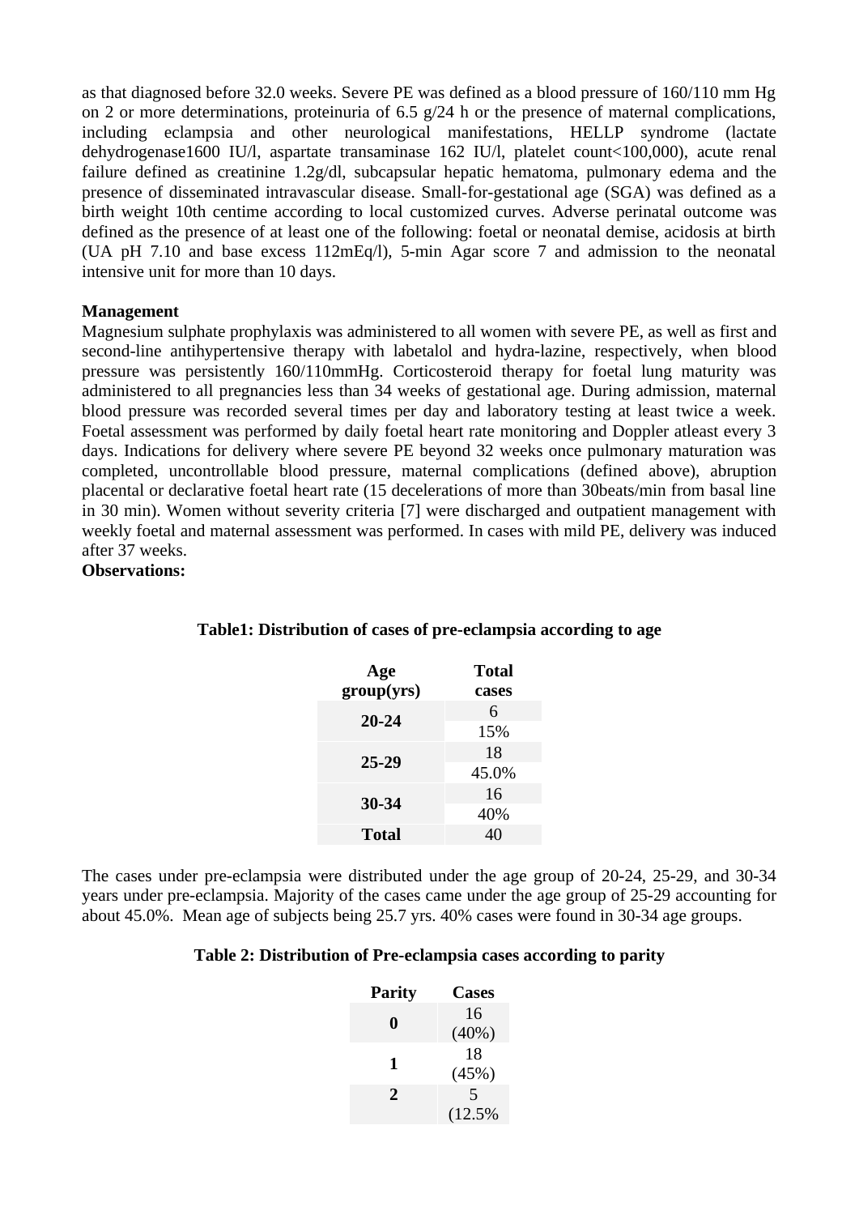as that diagnosed before 32.0 weeks. Severe PE was defined as a blood pressure of 160/110 mm Hg on 2 or more determinations, proteinuria of 6.5 g/24 h or the presence of maternal complications, including eclampsia and other neurological manifestations, HELLP syndrome (lactate dehydrogenase1600 IU/l, aspartate transaminase 162 IU/l, platelet count<100,000), acute renal failure defined as creatinine 1.2g/dl, subcapsular hepatic hematoma, pulmonary edema and the presence of disseminated intravascular disease. Small-for-gestational age (SGA) was defined as a birth weight 10th centime according to local customized curves. Adverse perinatal outcome was defined as the presence of at least one of the following: foetal or neonatal demise, acidosis at birth (UA pH 7.10 and base excess 112mEq/l), 5-min Agar score 7 and admission to the neonatal intensive unit for more than 10 days.

**Management**

Magnesium sulphate prophylaxis was administered to all women with severe PE, as well as first and second-line antihypertensive therapy with labetalol and hydra-lazine, respectively, when blood pressure was persistently 160/110mmHg. Corticosteroid therapy for foetal lung maturity was administered to all pregnancies less than 34 weeks of gestational age. During admission, maternal blood pressure was recorded several times per day and laboratory testing at least twice a week. Foetal assessment was performed by daily foetal heart rate monitoring and Doppler atleast every 3 days. Indications for delivery where severe PE beyond 32 weeks once pulmonary maturation was completed, uncontrollable blood pressure, maternal complications (defined above), abruption placental or declarative foetal heart rate (15 decelerations of more than 30beats/min from basal line in 30 min). Women without severity criteria [7] were discharged and outpatient management with weekly foetal and maternal assessment was performed. In cases with mild PE, delivery was induced after 37 weeks.

**Observations:**

**Table1: Distribution of cases of pre-eclampsia according to age**

| Age group(yrs) | Total cases |
|---|---|
| **20-24** | 6 |
| | 15% |
| **25-29** | 18 |
| | 45.0% |
| **30-34** | 16 |
| | 40% |
| **Total** | 40 |

The cases under pre-eclampsia were distributed under the age group of 20-24, 25-29, and 30-34 years under pre-eclampsia. Majority of the cases came under the age group of 25-29 accounting for about 45.0%. Mean age of subjects being 25.7 yrs. 40% cases were found in 30-34 age groups.

**Table 2: Distribution of Pre-eclampsia cases according to parity**

| Parity | Cases |
|---|---|
| **0** | 16 (40%) |
| **1** | 18 (45%) |
| **2** | 5 (12.5% |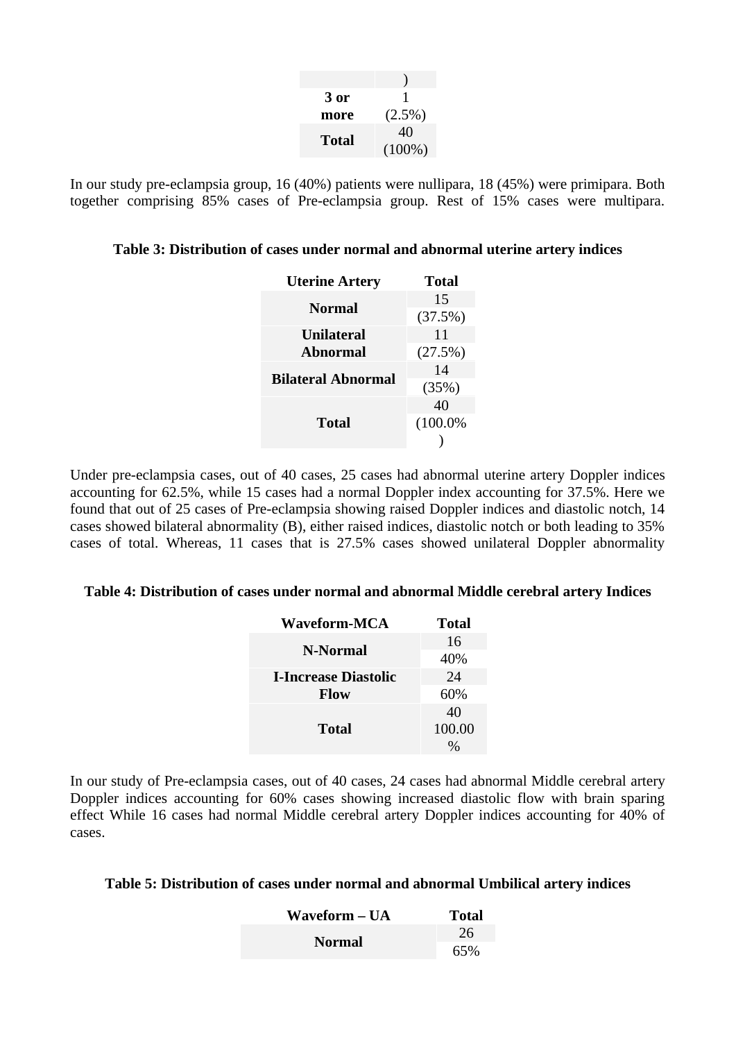| | ) |
|---|---|
| **3 or more** | 1 (2.5%) |
| **Total** | 40 (100%) |

In our study pre-eclampsia group, 16 (40%) patients were nullipara, 18 (45%) were primipara. Both together comprising 85% cases of Pre-eclampsia group. Rest of 15% cases were multipara.

**Table 3: Distribution of cases under normal and abnormal uterine artery indices**

| Uterine Artery | Total |
|---|---|
| **Normal** | 15 (37.5%) |
| **Unilateral Abnormal** | 11 (27.5%) |
| **Bilateral Abnormal** | 14 (35%) |
| **Total** | 40 (100.0%) |

Under pre-eclampsia cases, out of 40 cases, 25 cases had abnormal uterine artery Doppler indices accounting for 62.5%, while 15 cases had a normal Doppler index accounting for 37.5%. Here we found that out of 25 cases of Pre-eclampsia showing raised Doppler indices and diastolic notch, 14 cases showed bilateral abnormality (B), either raised indices, diastolic notch or both leading to 35% cases of total. Whereas, 11 cases that is 27.5% cases showed unilateral Doppler abnormality

**Table 4: Distribution of cases under normal and abnormal Middle cerebral artery Indices**

| Waveform-MCA | Total |
|---|---|
| **N-Normal** | 16 40% |
| **I-Increase Diastolic Flow** | 24 60% |
| **Total** | 40 100.00% |

In our study of Pre-eclampsia cases, out of 40 cases, 24 cases had abnormal Middle cerebral artery Doppler indices accounting for 60% cases showing increased diastolic flow with brain sparing effect While 16 cases had normal Middle cerebral artery Doppler indices accounting for 40% of cases.

**Table 5: Distribution of cases under normal and abnormal Umbilical artery indices**

| Waveform – UA | Total |
|---|---|
| **Normal** | 26 65% |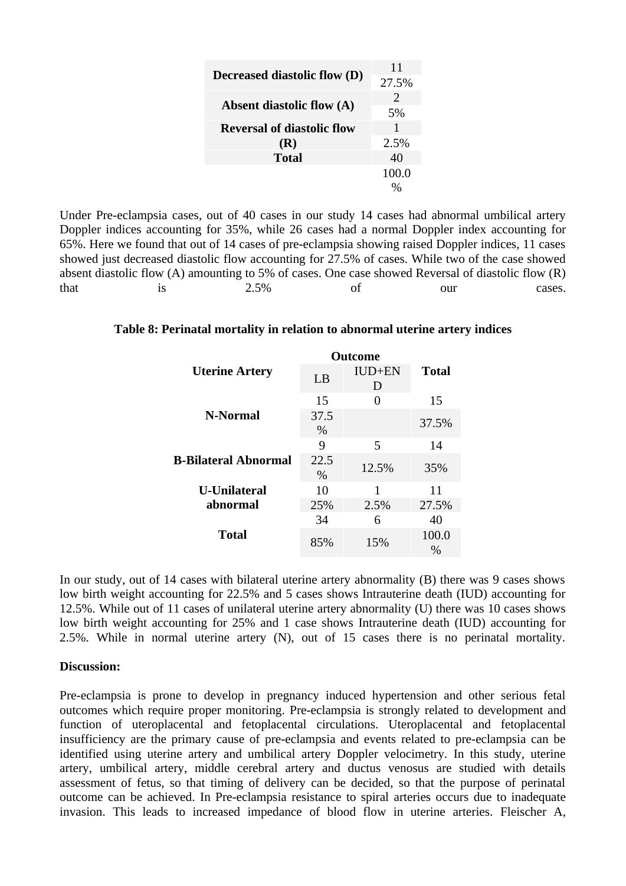| | |
|---|---|
| **Decreased diastolic flow (D)** | 11 |
| | 27.5% |
| **Absent diastolic flow (A)** | 2 |
| | 5% |
| **Reversal of diastolic flow (R)** | 1 |
| | 2.5% |
| **Total** | 40 |
| | 100.0% |

Under Pre-eclampsia cases, out of 40 cases in our study 14 cases had abnormal umbilical artery Doppler indices accounting for 35%, while 26 cases had a normal Doppler index accounting for 65%. Here we found that out of 14 cases of pre-eclampsia showing raised Doppler indices, 11 cases showed just decreased diastolic flow accounting for 27.5% of cases. While two of the case showed absent diastolic flow (A) amounting to 5% of cases. One case showed Reversal of diastolic flow (R) that is 2.5% of our cases.

**Table 8: Perinatal mortality in relation to abnormal uterine artery indices**

| **Uterine Artery** | **Outcome** | | **Total** |
|---|---|---|---|
| | LB | IUD+END | |
| **N-Normal** | 15 | 0 | 15 |
| | 37.5% | | 37.5% |
| **B-Bilateral Abnormal** | 9 | 5 | 14 |
| | 22.5% | 12.5% | 35% |
| **U-Unilateral abnormal** | 10 | 1 | 11 |
| | 25% | 2.5% | 27.5% |
| **Total** | 34 | 6 | 40 |
| | 85% | 15% | 100.0% |

In our study, out of 14 cases with bilateral uterine artery abnormality (B) there was 9 cases shows low birth weight accounting for 22.5% and 5 cases shows Intrauterine death (IUD) accounting for 12.5%. While out of 11 cases of unilateral uterine artery abnormality (U) there was 10 cases shows low birth weight accounting for 25% and 1 case shows Intrauterine death (IUD) accounting for 2.5%. While in normal uterine artery (N), out of 15 cases there is no perinatal mortality.

**Discussion:**

Pre-eclampsia is prone to develop in pregnancy induced hypertension and other serious fetal outcomes which require proper monitoring. Pre-eclampsia is strongly related to development and function of uteroplacental and fetoplacental circulations. Uteroplacental and fetoplacental insufficiency are the primary cause of pre-eclampsia and events related to pre-eclampsia can be identified using uterine artery and umbilical artery Doppler velocimetry. In this study, uterine artery, umbilical artery, middle cerebral artery and ductus venosus are studied with details assessment of fetus, so that timing of delivery can be decided, so that the purpose of perinatal outcome can be achieved. In Pre-eclampsia resistance to spiral arteries occurs due to inadequate invasion. This leads to increased impedance of blood flow in uterine arteries. Fleischer A,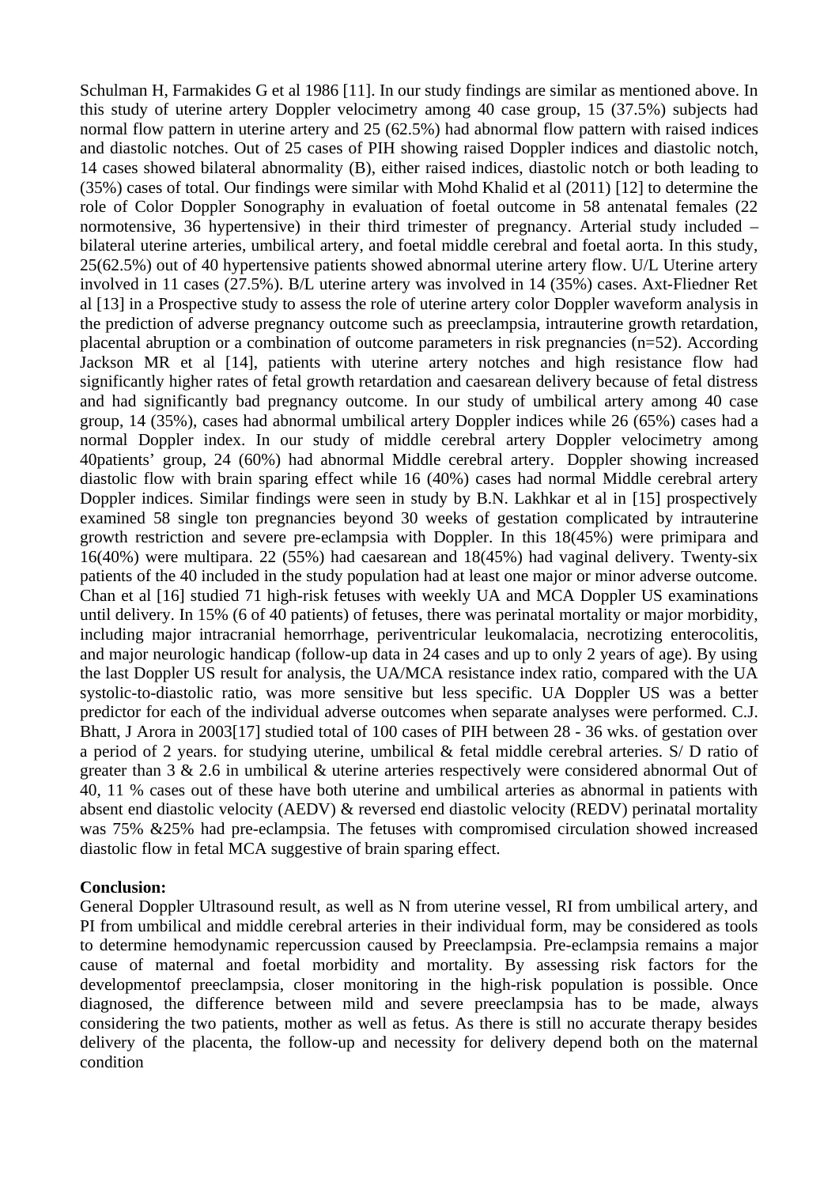Schulman H, Farmakides G et al 1986 [11]. In our study findings are similar as mentioned above. In this study of uterine artery Doppler velocimetry among 40 case group, 15 (37.5%) subjects had normal flow pattern in uterine artery and 25 (62.5%) had abnormal flow pattern with raised indices and diastolic notches. Out of 25 cases of PIH showing raised Doppler indices and diastolic notch, 14 cases showed bilateral abnormality (B), either raised indices, diastolic notch or both leading to (35%) cases of total. Our findings were similar with Mohd Khalid et al (2011) [12] to determine the role of Color Doppler Sonography in evaluation of foetal outcome in 58 antenatal females (22 normotensive, 36 hypertensive) in their third trimester of pregnancy. Arterial study included – bilateral uterine arteries, umbilical artery, and foetal middle cerebral and foetal aorta. In this study, 25(62.5%) out of 40 hypertensive patients showed abnormal uterine artery flow. U/L Uterine artery involved in 11 cases (27.5%). B/L uterine artery was involved in 14 (35%) cases. Axt-Fliedner Ret al [13] in a Prospective study to assess the role of uterine artery color Doppler waveform analysis in the prediction of adverse pregnancy outcome such as preeclampsia, intrauterine growth retardation, placental abruption or a combination of outcome parameters in risk pregnancies (n=52). According Jackson MR et al [14], patients with uterine artery notches and high resistance flow had significantly higher rates of fetal growth retardation and caesarean delivery because of fetal distress and had significantly bad pregnancy outcome. In our study of umbilical artery among 40 case group, 14 (35%), cases had abnormal umbilical artery Doppler indices while 26 (65%) cases had a normal Doppler index. In our study of middle cerebral artery Doppler velocimetry among 40patients' group, 24 (60%) had abnormal Middle cerebral artery. Doppler showing increased diastolic flow with brain sparing effect while 16 (40%) cases had normal Middle cerebral artery Doppler indices. Similar findings were seen in study by B.N. Lakhkar et al in [15] prospectively examined 58 single ton pregnancies beyond 30 weeks of gestation complicated by intrauterine growth restriction and severe pre-eclampsia with Doppler. In this 18(45%) were primipara and 16(40%) were multipara. 22 (55%) had caesarean and 18(45%) had vaginal delivery. Twenty-six patients of the 40 included in the study population had at least one major or minor adverse outcome. Chan et al [16] studied 71 high-risk fetuses with weekly UA and MCA Doppler US examinations until delivery. In 15% (6 of 40 patients) of fetuses, there was perinatal mortality or major morbidity, including major intracranial hemorrhage, periventricular leukomalacia, necrotizing enterocolitis, and major neurologic handicap (follow-up data in 24 cases and up to only 2 years of age). By using the last Doppler US result for analysis, the UA/MCA resistance index ratio, compared with the UA systolic-to-diastolic ratio, was more sensitive but less specific. UA Doppler US was a better predictor for each of the individual adverse outcomes when separate analyses were performed. C.J. Bhatt, J Arora in 2003[17] studied total of 100 cases of PIH between 28 - 36 wks. of gestation over a period of 2 years. for studying uterine, umbilical & fetal middle cerebral arteries. S/ D ratio of greater than 3 & 2.6 in umbilical & uterine arteries respectively were considered abnormal Out of 40, 11 % cases out of these have both uterine and umbilical arteries as abnormal in patients with absent end diastolic velocity (AEDV) & reversed end diastolic velocity (REDV) perinatal mortality was 75% &25% had pre-eclampsia. The fetuses with compromised circulation showed increased diastolic flow in fetal MCA suggestive of brain sparing effect.

**Conclusion:**

General Doppler Ultrasound result, as well as N from uterine vessel, RI from umbilical artery, and PI from umbilical and middle cerebral arteries in their individual form, may be considered as tools to determine hemodynamic repercussion caused by Preeclampsia. Pre-eclampsia remains a major cause of maternal and foetal morbidity and mortality. By assessing risk factors for the developmentof preeclampsia, closer monitoring in the high-risk population is possible. Once diagnosed, the difference between mild and severe preeclampsia has to be made, always considering the two patients, mother as well as fetus. As there is still no accurate therapy besides delivery of the placenta, the follow-up and necessity for delivery depend both on the maternal condition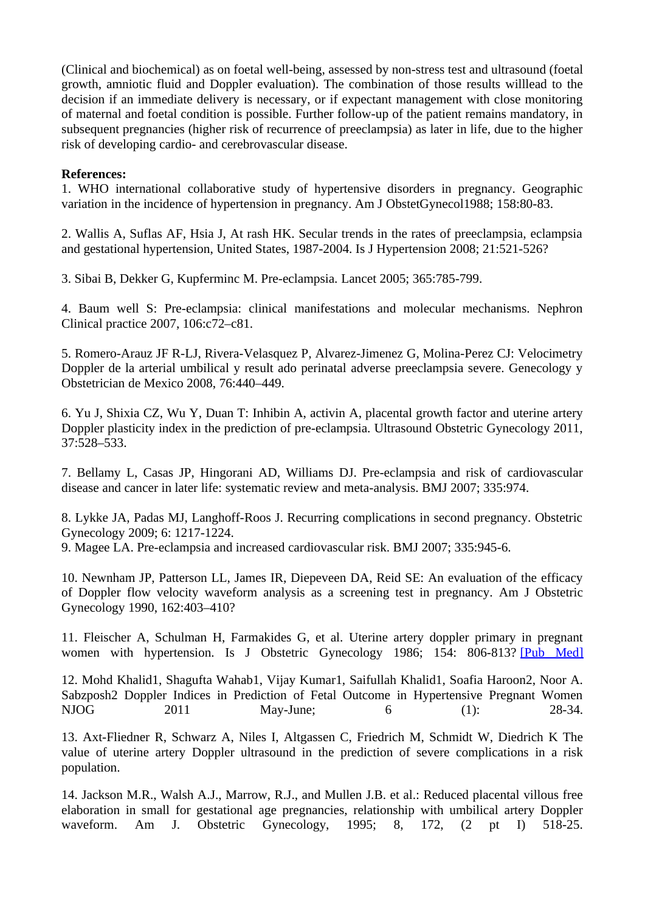(Clinical and biochemical) as on foetal well-being, assessed by non-stress test and ultrasound (foetal growth, amniotic fluid and Doppler evaluation). The combination of those results willlead to the decision if an immediate delivery is necessary, or if expectant management with close monitoring of maternal and foetal condition is possible. Further follow-up of the patient remains mandatory, in subsequent pregnancies (higher risk of recurrence of preeclampsia) as later in life, due to the higher risk of developing cardio- and cerebrovascular disease.

**References:**

1. WHO international collaborative study of hypertensive disorders in pregnancy. Geographic variation in the incidence of hypertension in pregnancy. Am J ObstetGynecol1988; 158:80-83.

2. Wallis A, Suflas AF, Hsia J, At rash HK. Secular trends in the rates of preeclampsia, eclampsia and gestational hypertension, United States, 1987-2004. Is J Hypertension 2008; 21:521-526?

3. Sibai B, Dekker G, Kupferminc M. Pre-eclampsia. Lancet 2005; 365:785-799.

4. Baum well S: Pre-eclampsia: clinical manifestations and molecular mechanisms. Nephron Clinical practice 2007, 106:c72–c81.

5. Romero-Arauz JF R-LJ, Rivera-Velasquez P, Alvarez-Jimenez G, Molina-Perez CJ: Velocimetry Doppler de la arterial umbilical y result ado perinatal adverse preeclampsia severe. Genecology y Obstetrician de Mexico 2008, 76:440–449.

6. Yu J, Shixia CZ, Wu Y, Duan T: Inhibin A, activin A, placental growth factor and uterine artery Doppler plasticity index in the prediction of pre-eclampsia. Ultrasound Obstetric Gynecology 2011, 37:528–533.

7. Bellamy L, Casas JP, Hingorani AD, Williams DJ. Pre-eclampsia and risk of cardiovascular disease and cancer in later life: systematic review and meta-analysis. BMJ 2007; 335:974.

8. Lykke JA, Padas MJ, Langhoff-Roos J. Recurring complications in second pregnancy. Obstetric Gynecology 2009; 6: 1217-1224.

9. Magee LA. Pre-eclampsia and increased cardiovascular risk. BMJ 2007; 335:945-6.

10. Newnham JP, Patterson LL, James IR, Diepeveen DA, Reid SE: An evaluation of the efficacy of Doppler flow velocity waveform analysis as a screening test in pregnancy. Am J Obstetric Gynecology 1990, 162:403–410?

11. Fleischer A, Schulman H, Farmakides G, et al. Uterine artery doppler primary in pregnant women with hypertension. Is J Obstetric Gynecology 1986; 154: 806-813? [Pub Med]

12. Mohd Khalid1, Shagufta Wahab1, Vijay Kumar1, Saifullah Khalid1, Soafia Haroon2, Noor A. Sabzposh2 Doppler Indices in Prediction of Fetal Outcome in Hypertensive Pregnant Women NJOG 2011 May-June; 6 (1): 28-34.

13. Axt-Fliedner R, Schwarz A, Niles I, Altgassen C, Friedrich M, Schmidt W, Diedrich K The value of uterine artery Doppler ultrasound in the prediction of severe complications in a risk population.

14. Jackson M.R., Walsh A.J., Marrow, R.J., and Mullen J.B. et al.: Reduced placental villous free elaboration in small for gestational age pregnancies, relationship with umbilical artery Doppler waveform. Am J. Obstetric Gynecology, 1995; 8, 172, (2 pt I) 518-25.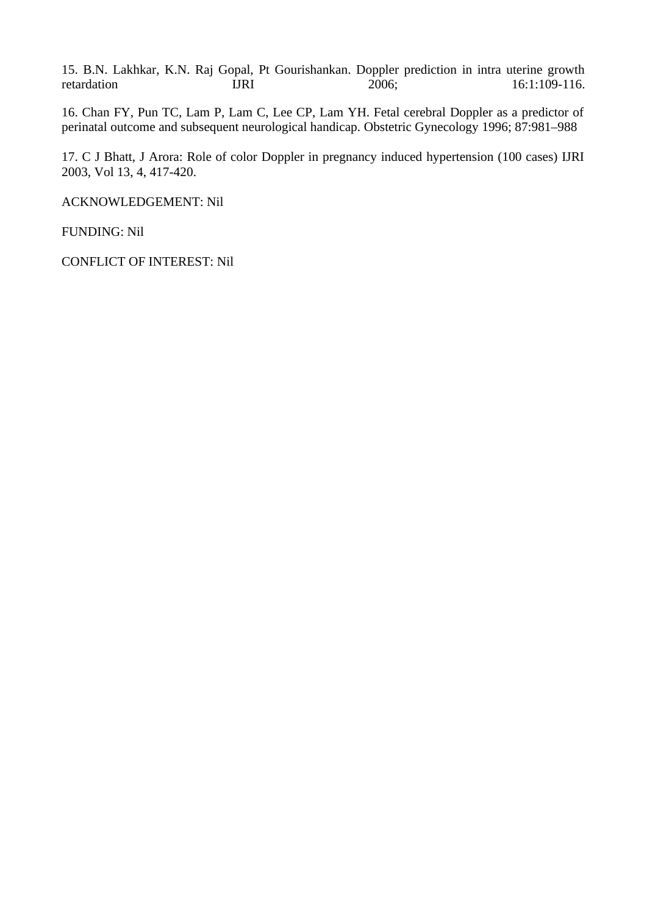15. B.N. Lakhkar, K.N. Raj Gopal, Pt Gourishankan. Doppler prediction in intra uterine growth retardation IJRI 2006; 16:1:109-116.

16. Chan FY, Pun TC, Lam P, Lam C, Lee CP, Lam YH. Fetal cerebral Doppler as a predictor of perinatal outcome and subsequent neurological handicap. Obstetric Gynecology 1996; 87:981–988

17. C J Bhatt, J Arora: Role of color Doppler in pregnancy induced hypertension (100 cases) IJRI 2003, Vol 13, 4, 417-420.

ACKNOWLEDGEMENT: Nil

FUNDING: Nil

CONFLICT OF INTEREST: Nil